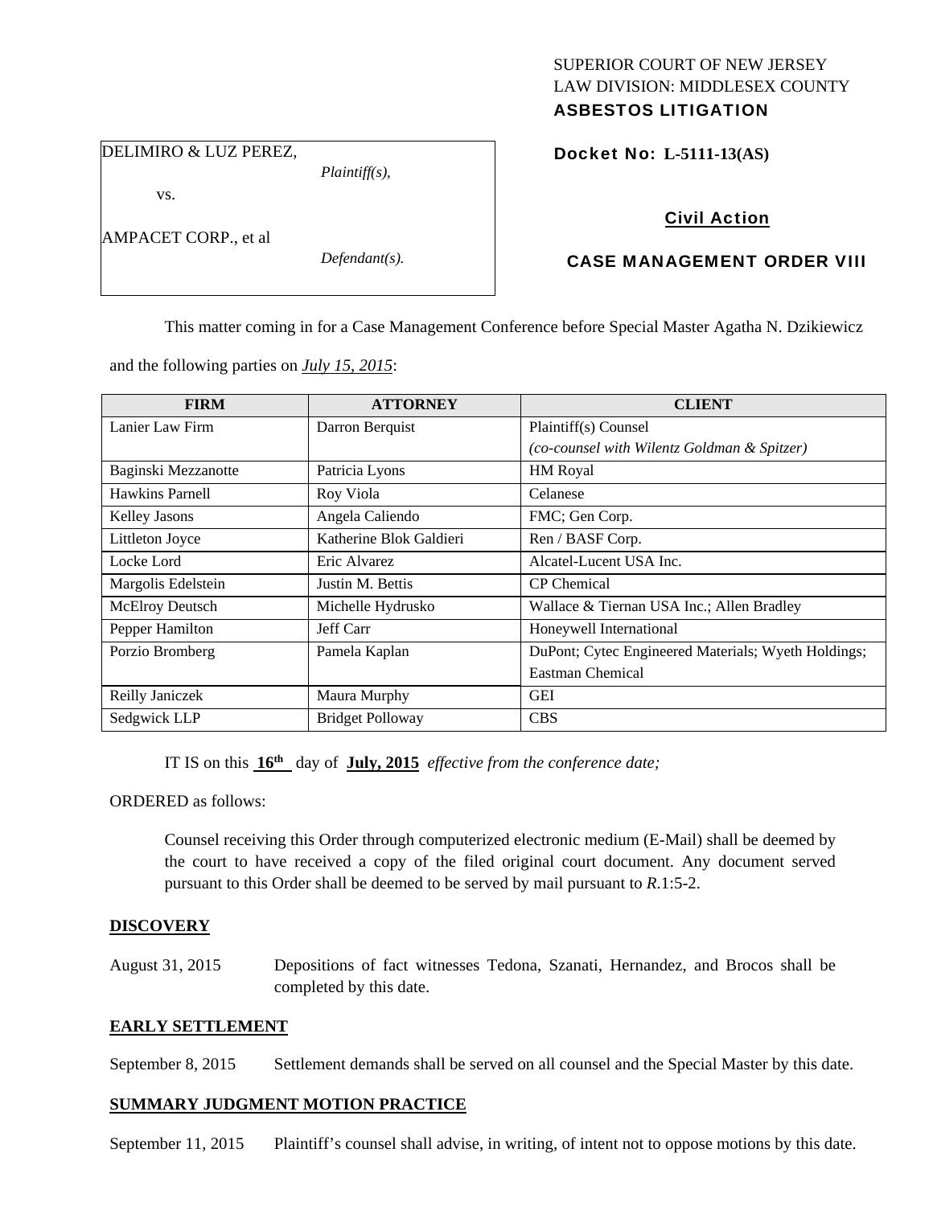SUPERIOR COURT OF NEW JERSEY
LAW DIVISION: MIDDLESEX COUNTY
**ASBESTOS LITIGATION**

DELIMIRO & LUZ PEREZ,
*Plaintiff(s),*

vs.

AMPACET CORP., et al
*Defendant(s).*

**Docket No: L-5111-13(AS)**

**Civil Action**

**CASE MANAGEMENT ORDER VIII**

This matter coming in for a Case Management Conference before Special Master Agatha N. Dzikiewicz and the following parties on *July 15, 2015*:

| FIRM | ATTORNEY | CLIENT |
|---|---|---|
| Lanier Law Firm | Darron Berquist | Plaintiff(s) Counsel *(co-counsel with Wilentz Goldman & Spitzer)* |
| Baginski Mezzanotte | Patricia Lyons | HM Royal |
| Hawkins Parnell | Roy Viola | Celanese |
| Kelley Jasons | Angela Caliendo | FMC; Gen Corp. |
| Littleton Joyce | Katherine Blok Galdieri | Ren / BASF Corp. |
| Locke Lord | Eric Alvarez | Alcatel-Lucent USA Inc. |
| Margolis Edelstein | Justin M. Bettis | CP Chemical |
| McElroy Deutsch | Michelle Hydrusko | Wallace & Tiernan USA Inc.; Allen Bradley |
| Pepper Hamilton | Jeff Carr | Honeywell International |
| Porzio Bromberg | Pamela Kaplan | DuPont; Cytec Engineered Materials; Wyeth Holdings; Eastman Chemical |
| Reilly Janiczek | Maura Murphy | GEI |
| Sedgwick LLP | Bridget Polloway | CBS |

IT IS on this **16th** day of **July, 2015** *effective from the conference date;*

ORDERED as follows:

Counsel receiving this Order through computerized electronic medium (E-Mail) shall be deemed by the court to have received a copy of the filed original court document. Any document served pursuant to this Order shall be deemed to be served by mail pursuant to *R*.1:5-2.

**DISCOVERY**

August 31, 2015 Depositions of fact witnesses Tedona, Szanati, Hernandez, and Brocos shall be completed by this date.

**EARLY SETTLEMENT**

September 8, 2015 Settlement demands shall be served on all counsel and the Special Master by this date.

**SUMMARY JUDGMENT MOTION PRACTICE**

September 11, 2015 Plaintiff's counsel shall advise, in writing, of intent not to oppose motions by this date.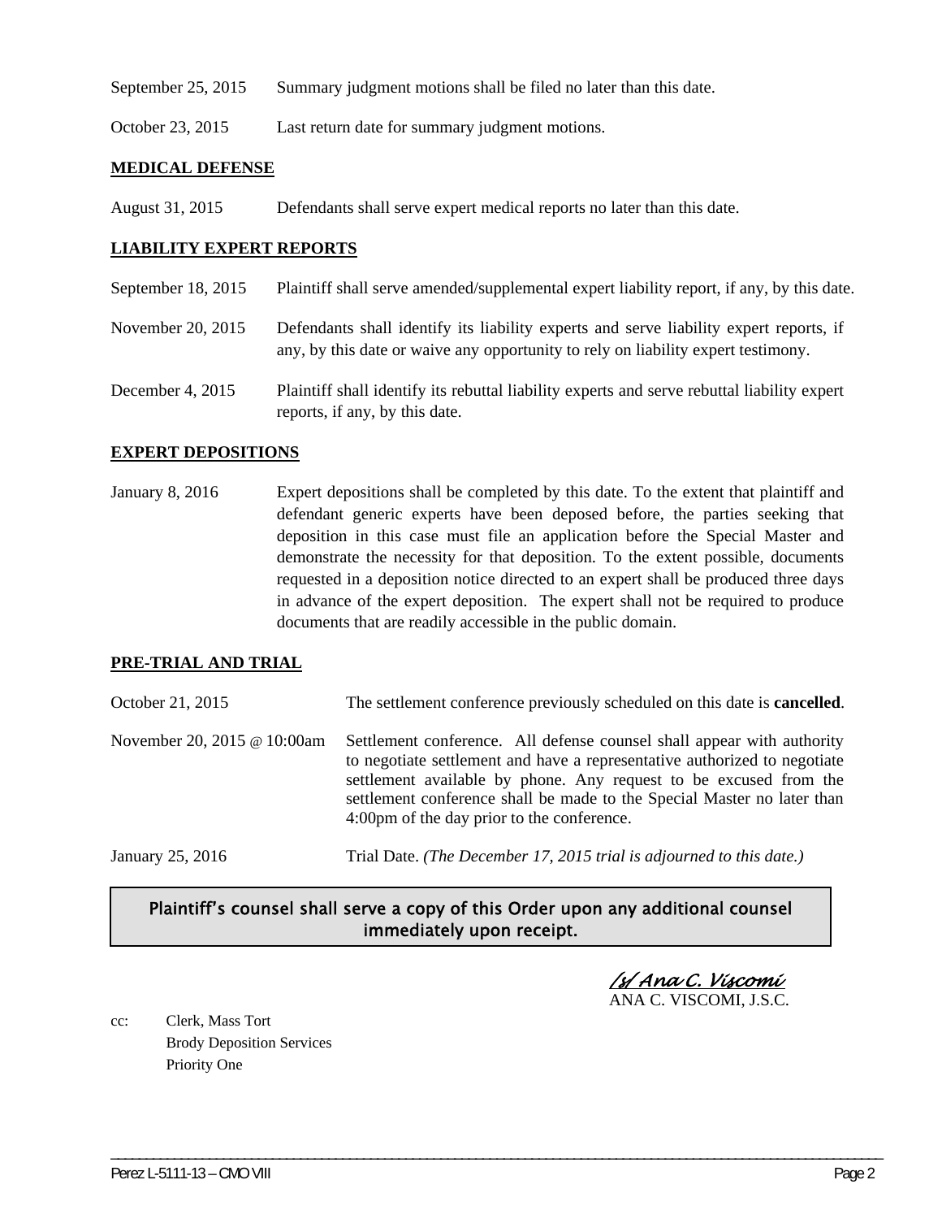| | |
|---|---|
| September 25, 2015 | Summary judgment motions shall be filed no later than this date. |
| October 23, 2015 | Last return date for summary judgment motions. |

**MEDICAL DEFENSE**

| | |
|---|---|
| August 31, 2015 | Defendants shall serve expert medical reports no later than this date. |

**LIABILITY EXPERT REPORTS**

| | |
|---|---|
| September 18, 2015 | Plaintiff shall serve amended/supplemental expert liability report, if any, by this date. |
| November 20, 2015 | Defendants shall identify its liability experts and serve liability expert reports, if any, by this date or waive any opportunity to rely on liability expert testimony. |
| December 4, 2015 | Plaintiff shall identify its rebuttal liability experts and serve rebuttal liability expert reports, if any, by this date. |

**EXPERT DEPOSITIONS**

| | |
|---|---|
| January 8, 2016 | Expert depositions shall be completed by this date. To the extent that plaintiff and defendant generic experts have been deposed before, the parties seeking that deposition in this case must file an application before the Special Master and demonstrate the necessity for that deposition. To the extent possible, documents requested in a deposition notice directed to an expert shall be produced three days in advance of the expert deposition. The expert shall not be required to produce documents that are readily accessible in the public domain. |

**PRE-TRIAL AND TRIAL**

| | |
|---|---|
| October 21, 2015 | The settlement conference previously scheduled on this date is **cancelled**. |
| November 20, 2015 @ 10:00am | Settlement conference. All defense counsel shall appear with authority to negotiate settlement and have a representative authorized to negotiate settlement available by phone. Any request to be excused from the settlement conference shall be made to the Special Master no later than 4:00pm of the day prior to the conference. |
| January 25, 2016 | Trial Date. *(The December 17, 2015 trial is adjourned to this date.)* |

**Plaintiff's counsel shall serve a copy of this Order upon any additional counsel immediately upon receipt.**

*/s/ Ana C. Viscomi*
ANA C. VISCOMI, J.S.C.

cc: Clerk, Mass Tort
Brody Deposition Services
Priority One